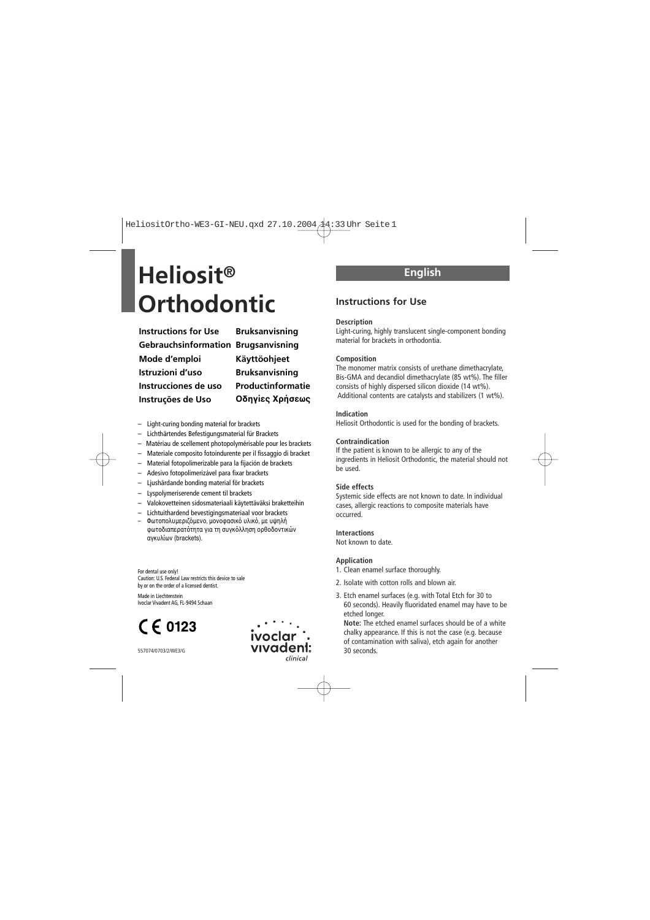# Heliosit® Orthodontic

| | |
|---|---|
| **Instructions for Use** | **Bruksanvisning** |
| **Gebrauchsinformation** | **Brugsanvisning** |
| **Mode d'emploi** | **Käyttöohjeet** |
| **Istruzioni d'uso** | **Bruksanvisning** |
| **Instrucciones de uso** | **Productinformatie** |
| **Instruções de Uso** | **Οδηγίες Χρήσεως** |

- Light-curing bonding material for brackets
- Lichthärtendes Befestigungsmaterial für Brackets
- Matériau de scellement photopolymérisable pour les brackets
- Materiale composito fotoindurente per il fissaggio di bracket
- Material fotopolimerizable para la fijación de brackets
- Adesivo fotopolimerizável para fixar brackets
- Ljushärdande bonding material för brackets
- Lyspolymeriserende cement til brackets
- Valokovetteinen sidosmateriaali käytettäväksi braketteihin
- Lichtuithardend bevestigingsmateriaal voor brackets
- Φωτοπολυμεριζόμενο, μονοφασικό υλικό, με υψηλή φωτοδιαπερατότητα για τη συγκόλληση ορθοδοντικών αγκυλίων (brackets).

For dental use only!
Caution: U.S. Federal Law restricts this device to sale by or on the order of a licensed dentist.

Made in Liechtenstein
Ivoclar Vivadent AG, FL-9494 Schaan

CE 0123

557074/0703/2/WE3/G

ivoclar vivadent: clinical

## English

### Instructions for Use

**Description**
Light-curing, highly translucent single-component bonding material for brackets in orthodontia.

**Composition**
The monomer matrix consists of urethane dimethacrylate, Bis-GMA and decandiol dimethacrylate (85 wt%). The filler consists of highly dispersed silicon dioxide (14 wt%). Additional contents are catalysts and stabilizers (1 wt%).

**Indication**
Heliosit Orthodontic is used for the bonding of brackets.

**Contraindication**
If the patient is known to be allergic to any of the ingredients in Heliosit Orthodontic, the material should not be used.

**Side effects**
Systemic side effects are not known to date. In individual cases, allergic reactions to composite materials have occurred.

**Interactions**
Not known to date.

**Application**

1. Clean enamel surface thoroughly.
2. Isolate with cotton rolls and blown air.
3. Etch enamel surfaces (e.g. with Total Etch for 30 to 60 seconds). Heavily fluoridated enamel may have to be etched longer.
   **Note:** The etched enamel surfaces should be of a white chalky appearance. If this is not the case (e.g. because of contamination with saliva), etch again for another 30 seconds.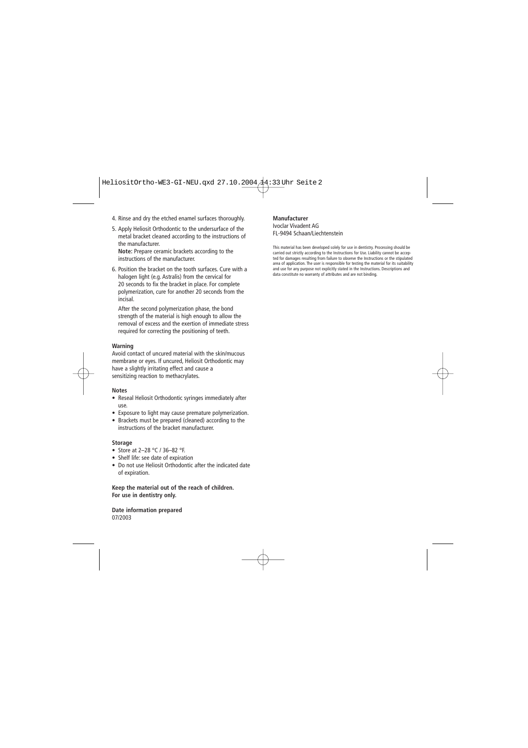4. Rinse and dry the etched enamel surfaces thoroughly.
5. Apply Heliosit Orthodontic to the undersurface of the metal bracket cleaned according to the instructions of the manufacturer.
   **Note:** Prepare ceramic brackets according to the instructions of the manufacturer.
6. Position the bracket on the tooth surfaces. Cure with a halogen light (e.g. Astralis) from the cervical for 20 seconds to fix the bracket in place. For complete polymerization, cure for another 20 seconds from the incisal.

   After the second polymerization phase, the bond strength of the material is high enough to allow the removal of excess and the exertion of immediate stress required for correcting the positioning of teeth.

**Warning**
Avoid contact of uncured material with the skin/mucous membrane or eyes. If uncured, Heliosit Orthodontic may have a slightly irritating effect and cause a sensitizing reaction to methacrylates.

**Notes**
- Reseal Heliosit Orthodontic syringes immediately after use.
- Exposure to light may cause premature polymerization.
- Brackets must be prepared (cleaned) according to the instructions of the bracket manufacturer.

**Storage**
- Store at 2–28 °C / 36–82 °F.
- Shelf life: see date of expiration
- Do not use Heliosit Orthodontic after the indicated date of expiration.

**Keep the material out of the reach of children.**
**For use in dentistry only.**

**Date information prepared**
07/2003

**Manufacturer**
Ivoclar Vivadent AG
FL-9494 Schaan/Liechtenstein

This material has been developed solely for use in dentistry. Processing should be carried out strictly according to the Instructions for Use. Liability cannot be accepted for damages resulting from failure to observe the Instructions or the stipulated area of application. The user is responsible for testing the material for its suitability and use for any purpose not explicitly stated in the Instructions. Descriptions and data constitute no warranty of attributes and are not binding.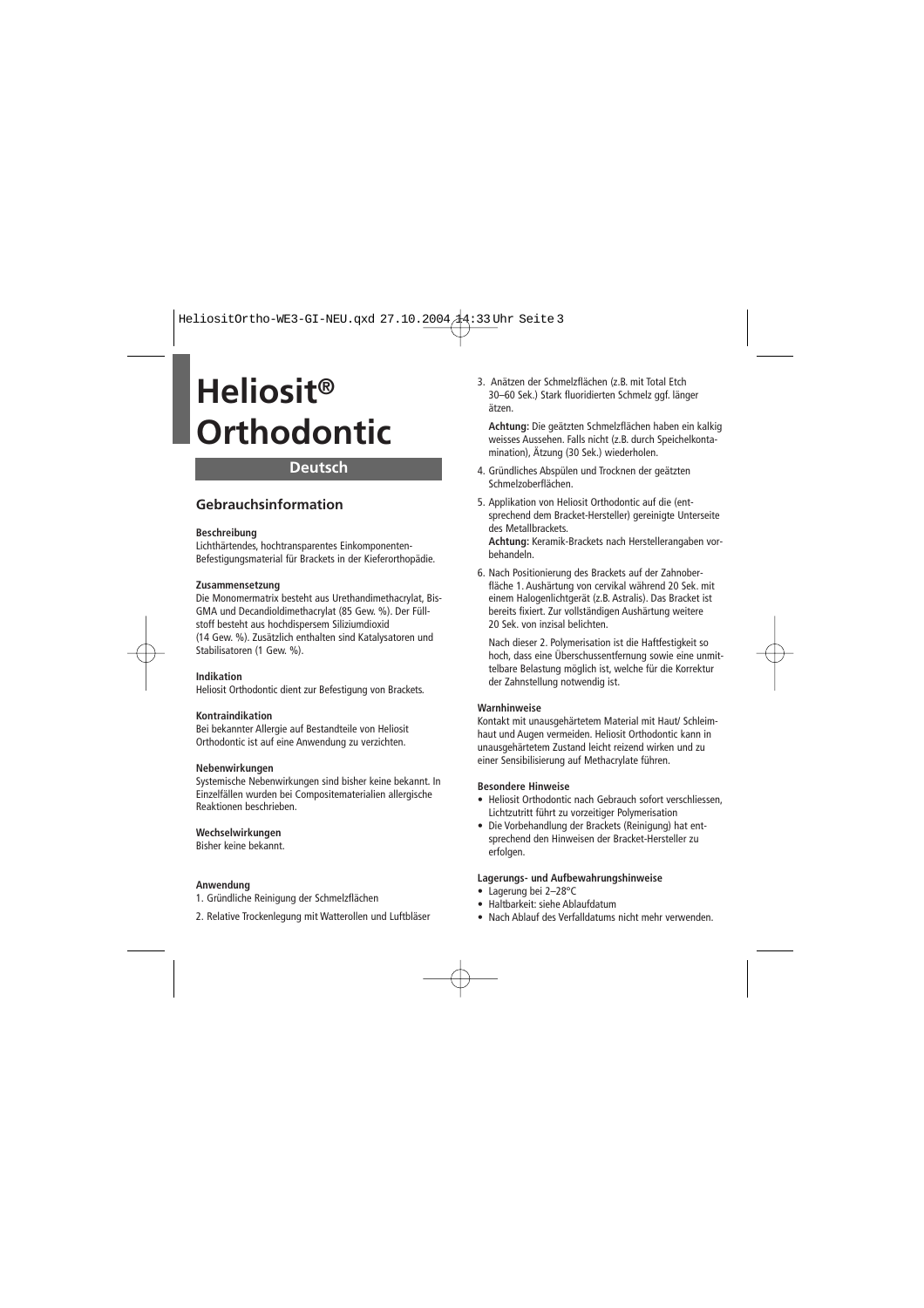# Heliosit® Orthodontic

## Deutsch

## Gebrauchsinformation

**Beschreibung**
Lichthärtendes, hochtransparentes Einkomponenten-Befestigungsmaterial für Brackets in der Kieferorthopädie.

**Zusammensetzung**
Die Monomermatrix besteht aus Urethandimethacrylat, Bis-GMA und Decandioldimethacrylat (85 Gew. %). Der Füllstoff besteht aus hochdispersem Siliziumdioxid (14 Gew. %). Zusätzlich enthalten sind Katalysatoren und Stabilisatoren (1 Gew. %).

**Indikation**
Heliosit Orthodontic dient zur Befestigung von Brackets.

**Kontraindikation**
Bei bekannter Allergie auf Bestandteile von Heliosit Orthodontic ist auf eine Anwendung zu verzichten.

**Nebenwirkungen**
Systemische Nebenwirkungen sind bisher keine bekannt. In Einzelfällen wurden bei Compositematerialien allergische Reaktionen beschrieben.

**Wechselwirkungen**
Bisher keine bekannt.

**Anwendung**

1. Gründliche Reinigung der Schmelzflächen
2. Relative Trockenlegung mit Watterollen und Luftbläser
3. Anätzen der Schmelzflächen (z.B. mit Total Etch 30–60 Sek.) Stark fluoridierten Schmelz ggf. länger ätzen.

   **Achtung:** Die geätzten Schmelzflächen haben ein kalkig weisses Aussehen. Falls nicht (z.B. durch Speichelkontamination), Ätzung (30 Sek.) wiederholen.
4. Gründliches Abspülen und Trocknen der geätzten Schmelzoberflächen.
5. Applikation von Heliosit Orthodontic auf die (entsprechend dem Bracket-Hersteller) gereinigte Unterseite des Metallbrackets.
   **Achtung:** Keramik-Brackets nach Herstellerangaben vorbehandeln.
6. Nach Positionierung des Brackets auf der Zahnoberfläche 1. Aushärtung von cervikal während 20 Sek. mit einem Halogenlichtgerät (z.B. Astralis). Das Bracket ist bereits fixiert. Zur vollständigen Aushärtung weitere 20 Sek. von inzisal belichten.

   Nach dieser 2. Polymerisation ist die Haftfestigkeit so hoch, dass eine Überschussentfernung sowie eine unmittelbare Belastung möglich ist, welche für die Korrektur der Zahnstellung notwendig ist.

**Warnhinweise**
Kontakt mit unausgehärtetem Material mit Haut/ Schleimhaut und Augen vermeiden. Heliosit Orthodontic kann in unausgehärtetem Zustand leicht reizend wirken und zu einer Sensibilisierung auf Methacrylate führen.

**Besondere Hinweise**

- Heliosit Orthodontic nach Gebrauch sofort verschliessen, Lichtzutritt führt zu vorzeitiger Polymerisation
- Die Vorbehandlung der Brackets (Reinigung) hat entsprechend den Hinweisen der Bracket-Hersteller zu erfolgen.

**Lagerungs- und Aufbewahrungshinweise**

- Lagerung bei 2–28°C
- Haltbarkeit: siehe Ablaufdatum
- Nach Ablauf des Verfalldatums nicht mehr verwenden.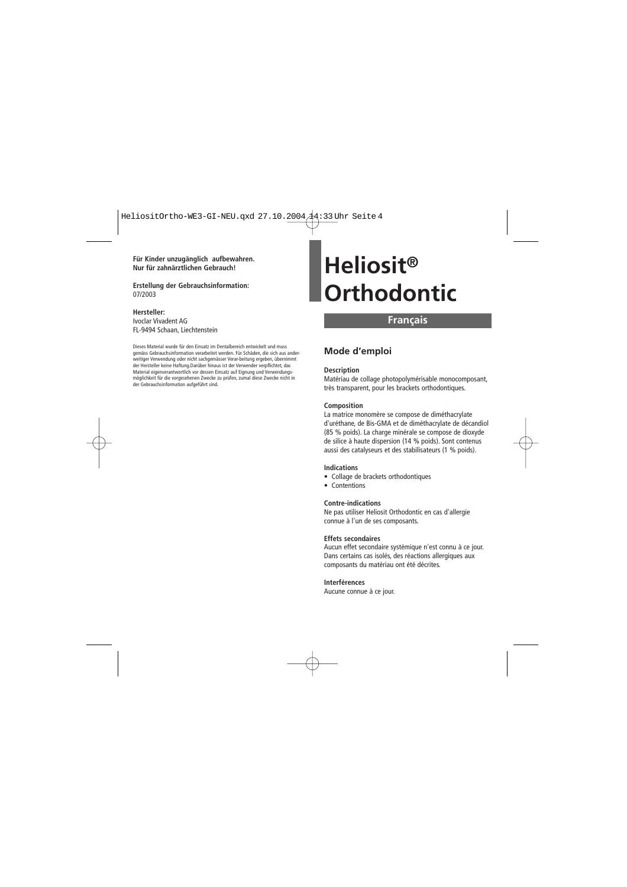**Für Kinder unzugänglich aufbewahren.**
**Nur für zahnärztlichen Gebrauch!**

**Erstellung der Gebrauchsinformation:**
07/2003

**Hersteller:**
Ivoclar Vivadent AG
FL-9494 Schaan, Liechtenstein

Dieses Material wurde für den Einsatz im Dentalbereich entwickelt und muss gemäss Gebrauchsinformation verarbeitet werden. Für Schäden, die sich aus anderweitiger Verwendung oder nicht sachgemässer Verar-beitung ergeben, übernimmt der Hersteller keine Haftung.Darüber hinaus ist der Verwender verpflichtet, das Material eigenverantwortlich vor dessen Einsatz auf Eignung und Verwendungsmöglichkeit für die vorgesehenen Zwecke zu prüfen, zumal diese Zwecke nicht in der Gebrauchsinformation aufgeführt sind.

# Heliosit® Orthodontic

## Français

### Mode d'emploi

**Description**
Matériau de collage photopolymérisable monocomposant, très transparent, pour les brackets orthodontiques.

**Composition**
La matrice monomère se compose de diméthacrylate d'uréthane, de Bis-GMA et de diméthacrylate de décandiol (85 % poids). La charge minérale se compose de dioxyde de silice à haute dispersion (14 % poids). Sont contenus aussi des catalyseurs et des stabilisateurs (1 % poids).

**Indications**
- Collage de brackets orthodontiques
- Contentions

**Contre-indications**
Ne pas utiliser Heliosit Orthodontic en cas d'allergie connue à l'un de ses composants.

**Effets secondaires**
Aucun effet secondaire systémique n'est connu à ce jour. Dans certains cas isolés, des réactions allergiques aux composants du matériau ont été décrites.

**Interférences**
Aucune connue à ce jour.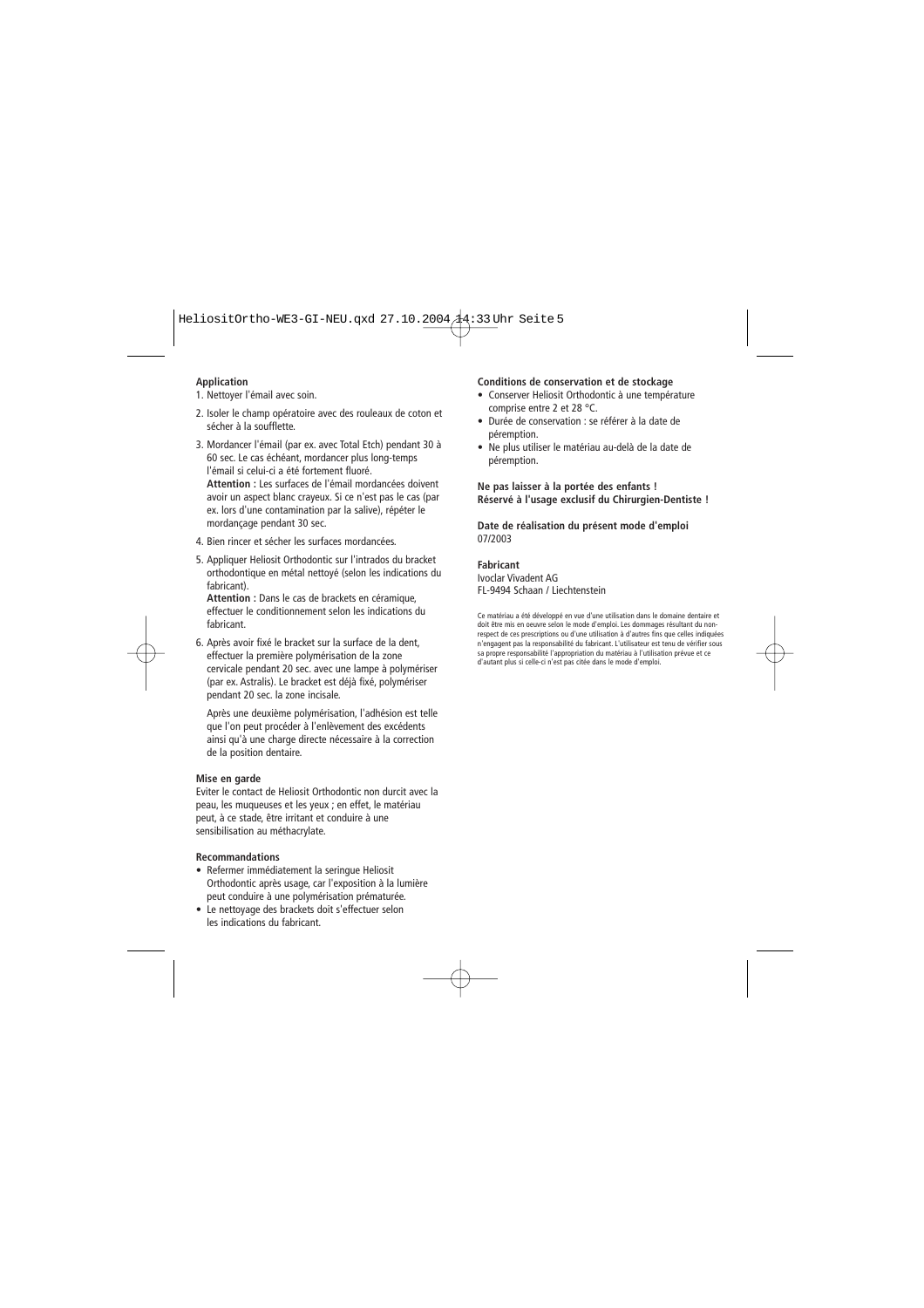**Application**

1. Nettoyer l'émail avec soin.
2. Isoler le champ opératoire avec des rouleaux de coton et sécher à la soufflette.
3. Mordancer l'émail (par ex. avec Total Etch) pendant 30 à 60 sec. Le cas échéant, mordancer plus long-temps l'émail si celui-ci a été fortement fluoré.
   **Attention :** Les surfaces de l'émail mordancées doivent avoir un aspect blanc crayeux. Si ce n'est pas le cas (par ex. lors d'une contamination par la salive), répéter le mordançage pendant 30 sec.
4. Bien rincer et sécher les surfaces mordancées.
5. Appliquer Heliosit Orthodontic sur l'intrados du bracket orthodontique en métal nettoyé (selon les indications du fabricant).
   **Attention :** Dans le cas de brackets en céramique, effectuer le conditionnement selon les indications du fabricant.
6. Après avoir fixé le bracket sur la surface de la dent, effectuer la première polymérisation de la zone cervicale pendant 20 sec. avec une lampe à polymériser (par ex. Astralis). Le bracket est déjà fixé, polymériser pendant 20 sec. la zone incisale.

   Après une deuxième polymérisation, l'adhésion est telle que l'on peut procéder à l'enlèvement des excédents ainsi qu'à une charge directe nécessaire à la correction de la position dentaire.

**Mise en garde**

Eviter le contact de Heliosit Orthodontic non durcit avec la peau, les muqueuses et les yeux ; en effet, le matériau peut, à ce stade, être irritant et conduire à une sensibilisation au méthacrylate.

**Recommandations**

- Refermer immédiatement la seringue Heliosit Orthodontic après usage, car l'exposition à la lumière peut conduire à une polymérisation prématurée.
- Le nettoyage des brackets doit s'effectuer selon les indications du fabricant.

**Conditions de conservation et de stockage**

- Conserver Heliosit Orthodontic à une température comprise entre 2 et 28 °C.
- Durée de conservation : se référer à la date de péremption.
- Ne plus utiliser le matériau au-delà de la date de péremption.

**Ne pas laisser à la portée des enfants !**
**Réservé à l'usage exclusif du Chirurgien-Dentiste !**

**Date de réalisation du présent mode d'emploi**
07/2003

**Fabricant**
Ivoclar Vivadent AG
FL-9494 Schaan / Liechtenstein

Ce matériau a été développé en vue d'une utilisation dans le domaine dentaire et doit être mis en oeuvre selon le mode d'emploi. Les dommages résultant du non-respect de ces prescriptions ou d'une utilisation à d'autres fins que celles indiquées n'engagent pas la responsabilité du fabricant. L'utilisateur est tenu de vérifier sous sa propre responsabilité l'appropriation du matériau à l'utilisation prévue et ce d'autant plus si celle-ci n'est pas citée dans le mode d'emploi.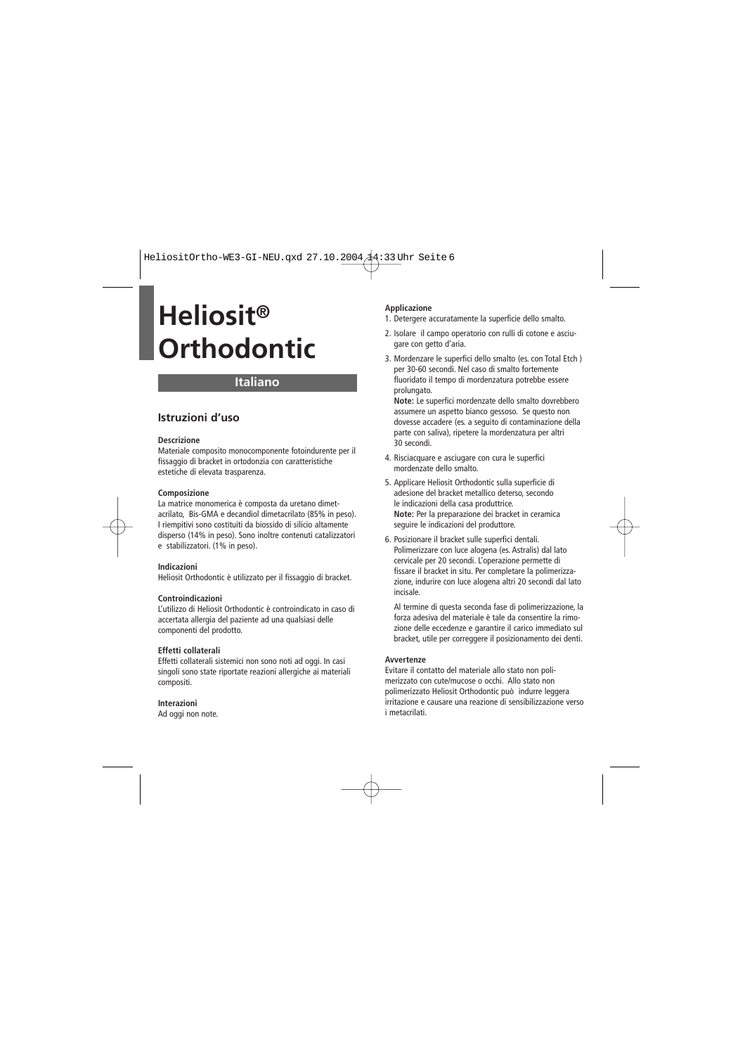# Heliosit® Orthodontic

## Italiano

### Istruzioni d'uso

**Descrizione**

Materiale composito monocomponente fotoindurente per il fissaggio di bracket in ortodonzia con caratteristiche estetiche di elevata trasparenza.

**Composizione**

La matrice monomerica è composta da uretano dimetacrilato, Bis-GMA e decandiol dimetacrilato (85% in peso). I riempitivi sono costituiti da biossido di silicio altamente disperso (14% in peso). Sono inoltre contenuti catalizzatori e stabilizzatori. (1% in peso).

**Indicazioni**

Heliosit Orthodontic è utilizzato per il fissaggio di bracket.

**Controindicazioni**

L'utilizzo di Heliosit Orthodontic è controindicato in caso di accertata allergia del paziente ad una qualsiasi delle componenti del prodotto.

**Effetti collaterali**

Effetti collaterali sistemici non sono noti ad oggi. In casi singoli sono state riportate reazioni allergiche ai materiali compositi.

**Interazioni**

Ad oggi non note.

**Applicazione**

1. Detergere accuratamente la superficie dello smalto.
2. Isolare il campo operatorio con rulli di cotone e asciugare con getto d'aria.
3. Mordenzare le superfici dello smalto (es. con Total Etch ) per 30-60 secondi. Nel caso di smalto fortemente fluoridato il tempo di mordenzatura potrebbe essere prolungato.
   **Note:** Le superfici mordenzate dello smalto dovrebbero assumere un aspetto bianco gessoso. Se questo non dovesse accadere (es. a seguito di contaminazione della parte con saliva), ripetere la mordenzatura per altri 30 secondi.
4. Risciacquare e asciugare con cura le superfici mordenzate dello smalto.
5. Applicare Heliosit Orthodontic sulla superficie di adesione del bracket metallico deterso, secondo le indicazioni della casa produttrice.
   **Note:** Per la preparazione dei bracket in ceramica seguire le indicazioni del produttore.
6. Posizionare il bracket sulle superfici dentali. Polimerizzare con luce alogena (es. Astralis) dal lato cervicale per 20 secondi. L'operazione permette di fissare il bracket in situ. Per completare la polimerizzazione, indurire con luce alogena altri 20 secondi dal lato incisale.

   Al termine di questa seconda fase di polimerizzazione, la forza adesiva del materiale è tale da consentire la rimozione delle eccedenze e garantire il carico immediato sul bracket, utile per correggere il posizionamento dei denti.

**Avvertenze**

Evitare il contatto del materiale allo stato non polimerizzato con cute/mucose o occhi. Allo stato non polimerizzato Heliosit Orthodontic può indurre leggera irritazione e causare una reazione di sensibilizzazione verso i metacrilati.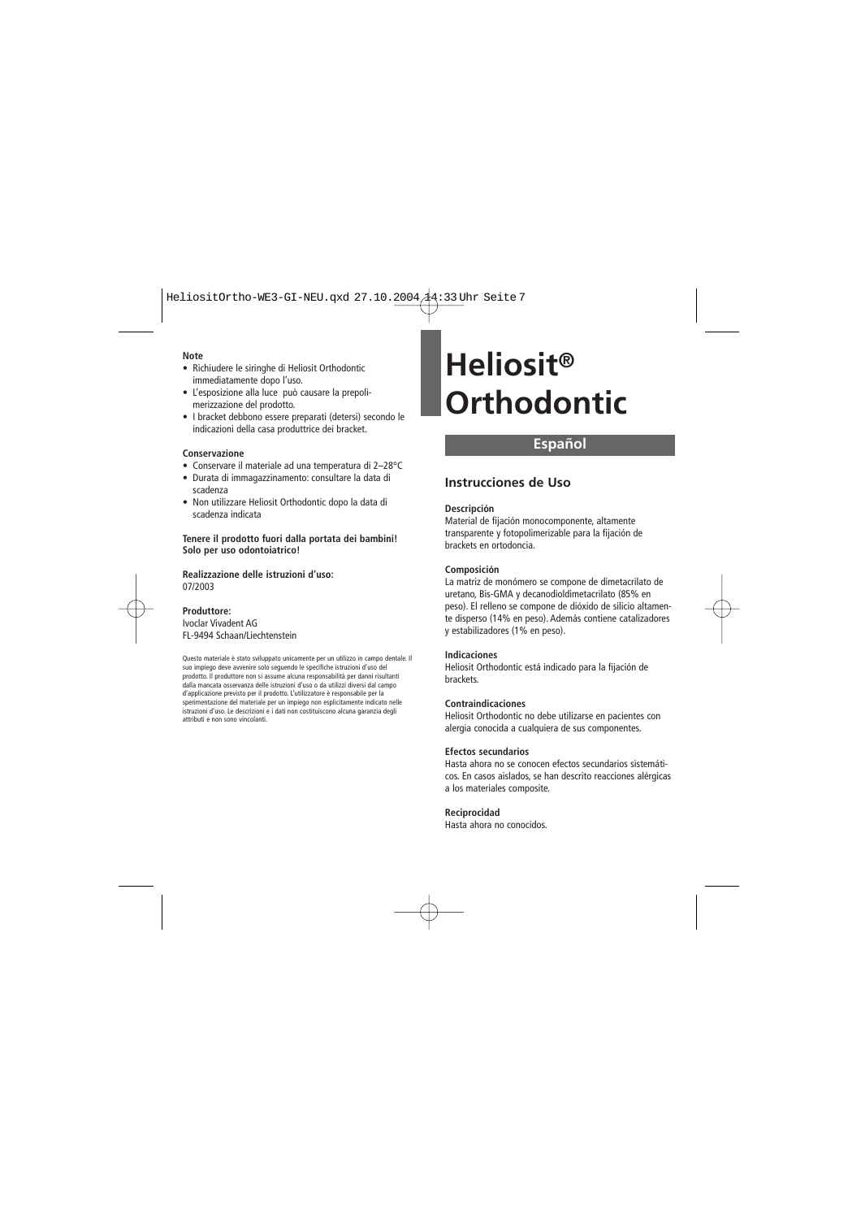**Note**

- Richiudere le siringhe di Heliosit Orthodontic immediatamente dopo l'uso.
- L'esposizione alla luce può causare la prepolimerizzazione del prodotto.
- I bracket debbono essere preparati (detersi) secondo le indicazioni della casa produttrice dei bracket.

**Conservazione**

- Conservare il materiale ad una temperatura di 2–28°C
- Durata di immagazzinamento: consultare la data di scadenza
- Non utilizzare Heliosit Orthodontic dopo la data di scadenza indicata

**Tenere il prodotto fuori dalla portata dei bambini!**
**Solo per uso odontoiatrico!**

**Realizzazione delle istruzioni d'uso:**
07/2003

**Produttore:**
Ivoclar Vivadent AG
FL-9494 Schaan/Liechtenstein

Questo materiale è stato sviluppato unicamente per un utilizzo in campo dentale. Il suo impiego deve avvenire solo seguendo le specifiche istruzioni d'uso del prodotto. Il produttore non si assume alcuna responsabilità per danni risultanti dalla mancata osservanza delle istruzioni d'uso o da utilizzi diversi dal campo d'applicazione previsto per il prodotto. L'utilizzatore è responsabile per la sperimentazione del materiale per un impiego non esplicitamente indicato nelle istruzioni d'uso. Le descrizioni e i dati non costituiscono alcuna garanzia degli attributi e non sono vincolanti.

# Heliosit® Orthodontic

## Español

### Instrucciones de Uso

**Descripción**
Material de fijación monocomponente, altamente transparente y fotopolimerizable para la fijación de brackets en ortodoncia.

**Composición**
La matriz de monómero se compone de dimetacrilato de uretano, Bis-GMA y decanodioldimetacrilato (85% en peso). El relleno se compone de dióxido de silicio altamente disperso (14% en peso). Además contiene catalizadores y estabilizadores (1% en peso).

**Indicaciones**
Heliosit Orthodontic está indicado para la fijación de brackets.

**Contraindicaciones**
Heliosit Orthodontic no debe utilizarse en pacientes con alergia conocida a cualquiera de sus componentes.

**Efectos secundarios**
Hasta ahora no se conocen efectos secundarios sistemáticos. En casos aislados, se han descrito reacciones alérgicas a los materiales composite.

**Reciprocidad**
Hasta ahora no conocidos.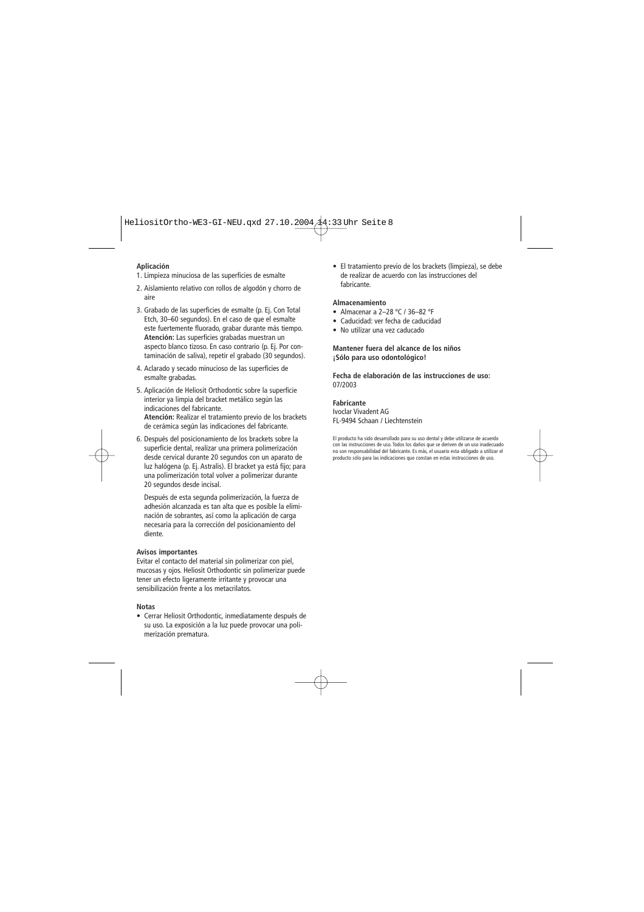### Aplicación

1. Limpieza minuciosa de las superficies de esmalte
2. Aislamiento relativo con rollos de algodón y chorro de aire
3. Grabado de las superficies de esmalte (p. Ej. Con Total Etch, 30–60 segundos). En el caso de que el esmalte este fuertemente fluorado, grabar durante más tiempo. **Atención:** Las superficies grabadas muestran un aspecto blanco tizoso. En caso contrario (p. Ej. Por contaminación de saliva), repetir el grabado (30 segundos).
4. Aclarado y secado minucioso de las superficies de esmalte grabadas.
5. Aplicación de Heliosit Orthodontic sobre la superficie interior ya limpia del bracket metálico según las indicaciones del fabricante.
   **Atención:** Realizar el tratamiento previo de los brackets de cerámica según las indicaciones del fabricante.
6. Después del posicionamiento de los brackets sobre la superficie dental, realizar una primera polimerización desde cervical durante 20 segundos con un aparato de luz halógena (p. Ej. Astralis). El bracket ya está fijo; para una polimerización total volver a polimerizar durante 20 segundos desde incisal.

   Después de esta segunda polimerización, la fuerza de adhesión alcanzada es tan alta que es posible la eliminación de sobrantes, así como la aplicación de carga necesaria para la corrección del posicionamiento del diente.

### Avisos importantes

Evitar el contacto del material sin polimerizar con piel, mucosas y ojos. Heliosit Orthodontic sin polimerizar puede tener un efecto ligeramente irritante y provocar una sensibilización frente a los metacrilatos.

### Notas

- Cerrar Heliosit Orthodontic, inmediatamente después de su uso. La exposición a la luz puede provocar una polimerización prematura.
- El tratamiento previo de los brackets (limpieza), se debe de realizar de acuerdo con las instrucciones del fabricante.

### Almacenamiento

- Almacenar a 2–28 °C / 36–82 °F
- Caducidad: ver fecha de caducidad
- No utilizar una vez caducado

**Mantener fuera del alcance de los niños**
**¡Sólo para uso odontológico!**

**Fecha de elaboración de las instrucciones de uso:**
07/2003

**Fabricante**
Ivoclar Vivadent AG
FL-9494 Schaan / Liechtenstein

El producto ha sido desarrollado para su uso dental y debe utilizarse de acuerdo con las instrucciones de uso. Todos los daños que se deriven de un uso inadecuado no son responsabilidad del fabricante. Es más, el usuario esta obligado a utilizar el producto sólo para las indicaciones que constan en estas instrucciones de uso.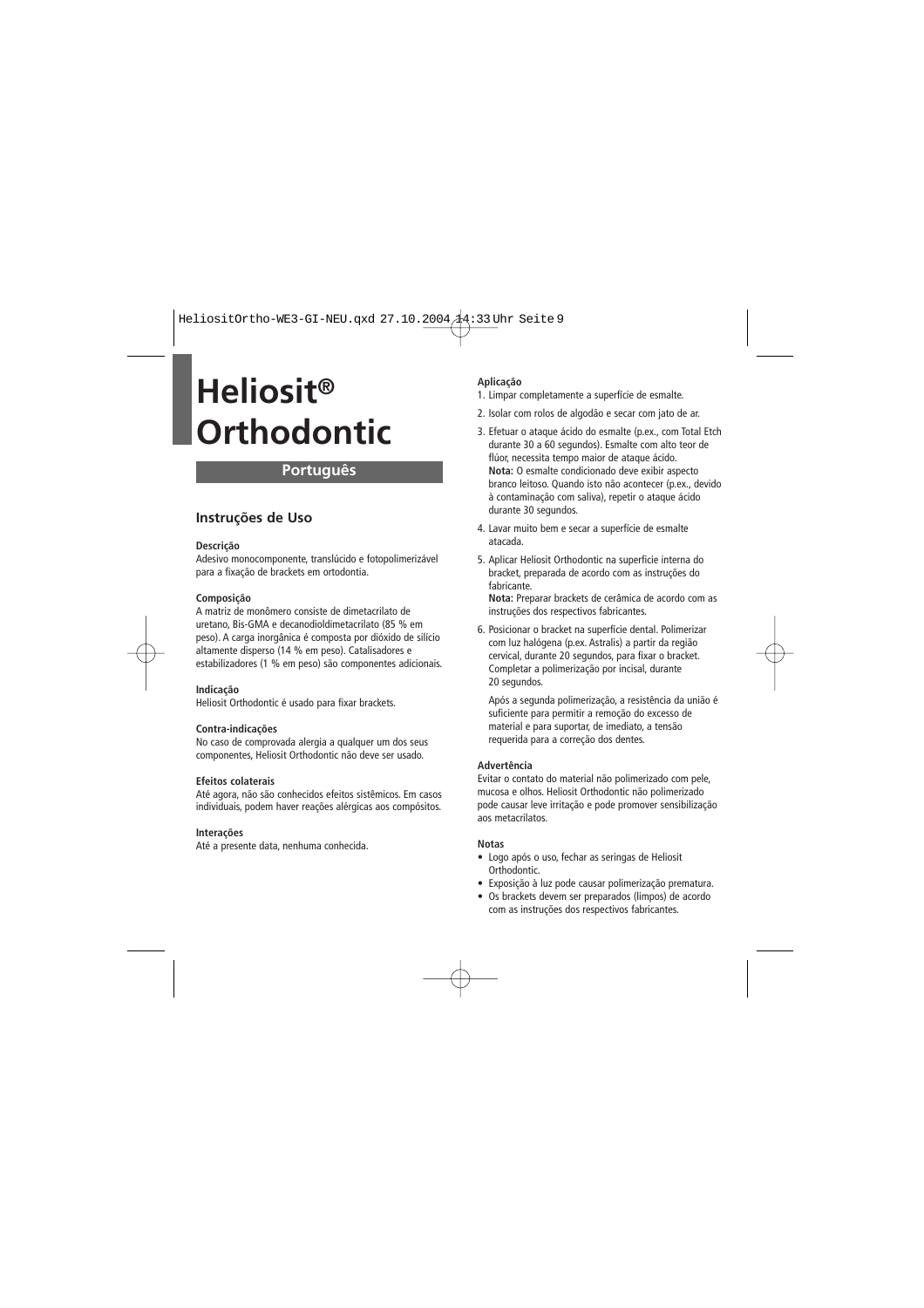# Heliosit® Orthodontic

## Português

### Instruções de Uso

**Descrição**
Adesivo monocomponente, translúcido e fotopolimerizável para a fixação de brackets em ortodontia.

**Composição**
A matriz de monômero consiste de dimetacrilato de uretano, Bis-GMA e decanodioldimetacrilato (85 % em peso). A carga inorgânica é composta por dióxido de silício altamente disperso (14 % em peso). Catalisadores e estabilizadores (1 % em peso) são componentes adicionais.

**Indicação**
Heliosit Orthodontic é usado para fixar brackets.

**Contra-indicações**
No caso de comprovada alergia a qualquer um dos seus componentes, Heliosit Orthodontic não deve ser usado.

**Efeitos colaterais**
Até agora, não são conhecidos efeitos sistêmicos. Em casos individuais, podem haver reações alérgicas aos compósitos.

**Interações**
Até a presente data, nenhuma conhecida.

**Aplicação**

1. Limpar completamente a superfície de esmalte.
2. Isolar com rolos de algodão e secar com jato de ar.
3. Efetuar o ataque ácido do esmalte (p.ex., com Total Etch durante 30 a 60 segundos). Esmalte com alto teor de flúor, necessita tempo maior de ataque ácido.
   **Nota:** O esmalte condicionado deve exibir aspecto branco leitoso. Quando isto não acontecer (p.ex., devido à contaminação com saliva), repetir o ataque ácido durante 30 segundos.
4. Lavar muito bem e secar a superfície de esmalte atacada.
5. Aplicar Heliosit Orthodontic na superfície interna do bracket, preparada de acordo com as instruções do fabricante.
   **Nota:** Preparar brackets de cerâmica de acordo com as instruções dos respectivos fabricantes.
6. Posicionar o bracket na superfície dental. Polimerizar com luz halógena (p.ex. Astralis) a partir da região cervical, durante 20 segundos, para fixar o bracket. Completar a polimerização por incisal, durante 20 segundos.

   Após a segunda polimerização, a resistência da união é suficiente para permitir a remoção do excesso de material e para suportar, de imediato, a tensão requerida para a correção dos dentes.

**Advertência**
Evitar o contato do material não polimerizado com pele, mucosa e olhos. Heliosit Orthodontic não polimerizado pode causar leve irritação e pode promover sensibilização aos metacrilatos.

**Notas**

- Logo após o uso, fechar as seringas de Heliosit Orthodontic.
- Exposição à luz pode causar polimerização prematura.
- Os brackets devem ser preparados (limpos) de acordo com as instruções dos respectivos fabricantes.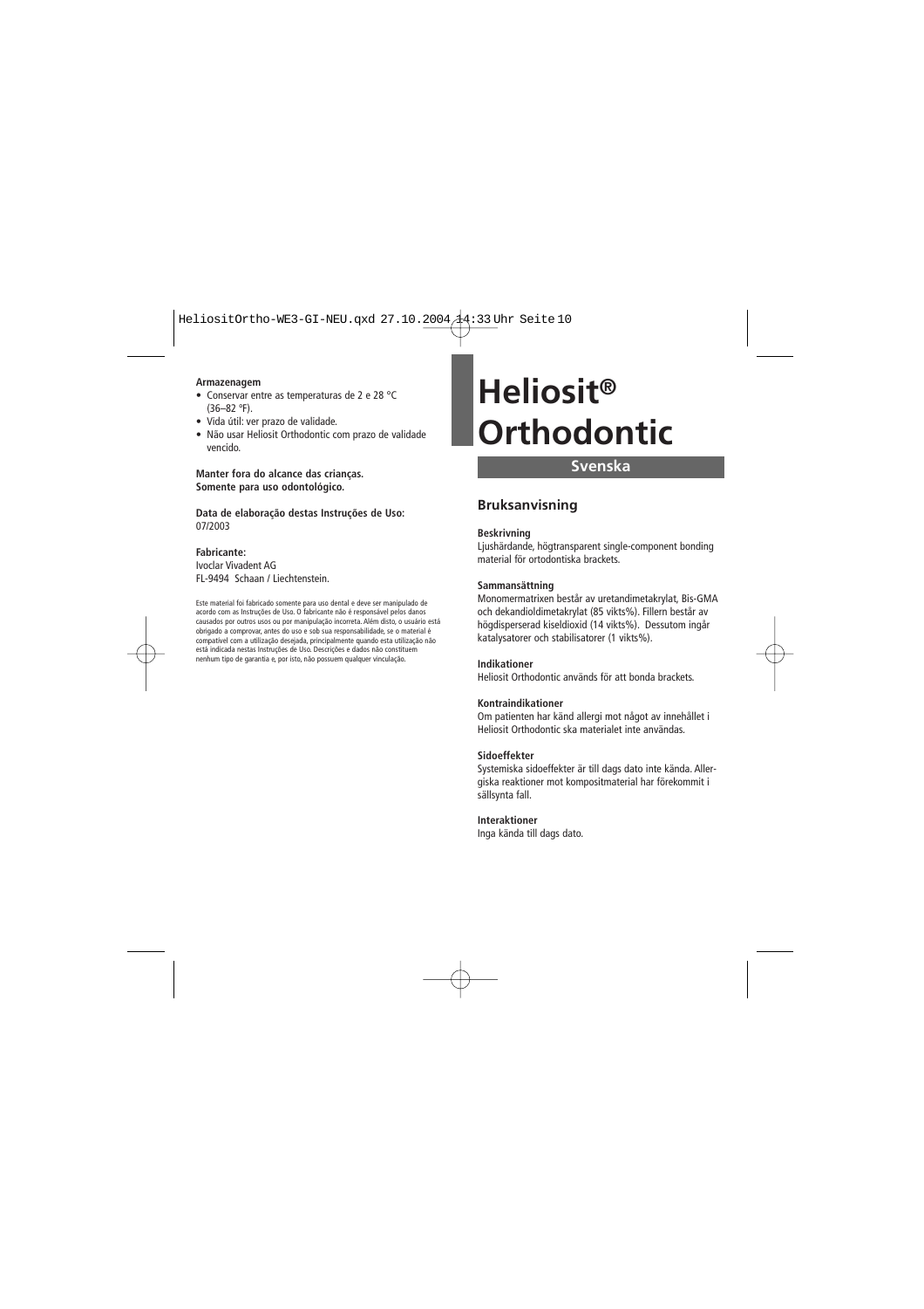**Armazenagem**

- Conservar entre as temperaturas de 2 e 28 °C (36–82 °F).
- Vida útil: ver prazo de validade.
- Não usar Heliosit Orthodontic com prazo de validade vencido.

**Manter fora do alcance das crianças.**
**Somente para uso odontológico.**

**Data de elaboração destas Instruções de Uso:**
07/2003

**Fabricante:**
Ivoclar Vivadent AG
FL-9494 Schaan / Liechtenstein.

Este material foi fabricado somente para uso dental e deve ser manipulado de acordo com as Instruções de Uso. O fabricante não é responsável pelos danos causados por outros usos ou por manipulação incorreta. Além disto, o usuário está obrigado a comprovar, antes do uso e sob sua responsabilidade, se o material é compatível com a utilização desejada, principalmente quando esta utilização não está indicada nestas Instruções de Uso. Descrições e dados não constituem nenhum tipo de garantia e, por isto, não possuem qualquer vinculação.

# Heliosit® Orthodontic

## Svenska

### Bruksanvisning

**Beskrivning**
Ljushärdande, högtransparent single-component bonding material för ortodontiska brackets.

**Sammansättning**
Monomermatrixen består av uretandimetakrylat, Bis-GMA och dekandioldimetakrylat (85 vikts%). Fillern består av högdisperserad kiseldioxid (14 vikts%). Dessutom ingår katalysatorer och stabilisatorer (1 vikts%).

**Indikationer**
Heliosit Orthodontic används för att bonda brackets.

**Kontraindikationer**
Om patienten har känd allergi mot något av innehållet i Heliosit Orthodontic ska materialet inte användas.

**Sidoeffekter**
Systemiska sidoeffekter är till dags dato inte kända. Allergiska reaktioner mot kompositmaterial har förekommit i sällsynta fall.

**Interaktioner**
Inga kända till dags dato.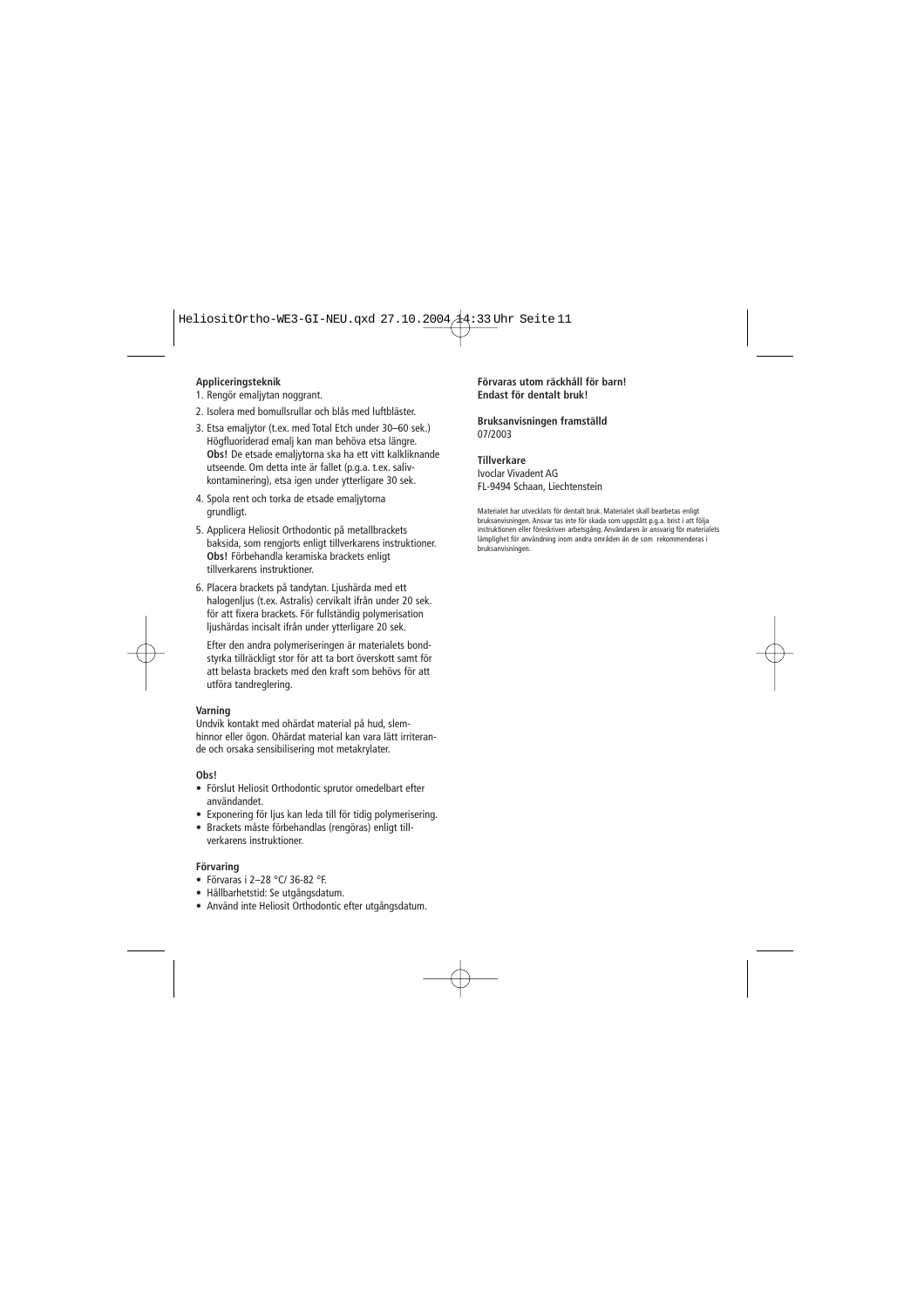**Appliceringsteknik**

1. Rengör emaljytan noggrant.
2. Isolera med bomullsrullar och blås med luftbläster.
3. Etsa emaljytor (t.ex. med Total Etch under 30–60 sek.) Högfluoriderad emalj kan man behöva etsa längre. **Obs!** De etsade emaljytorna ska ha ett vitt kalkliknande utseende. Om detta inte är fallet (p.g.a. t.ex. salivkontaminering), etsa igen under ytterligare 30 sek.
4. Spola rent och torka de etsade emaljytorna grundligt.
5. Applicera Heliosit Orthodontic på metallbrackets baksida, som rengjorts enligt tillverkarens instruktioner. **Obs!** Förbehandla keramiska brackets enligt tillverkarens instruktioner.
6. Placera brackets på tandytan. Ljushärda med ett halogenljus (t.ex. Astralis) cervikalt ifrån under 20 sek. för att fixera brackets. För fullständig polymerisation ljushärdas incisalt ifrån under ytterligare 20 sek.

   Efter den andra polymeriseringen är materialets bondstyrka tillräckligt stor för att ta bort överskott samt för att belasta brackets med den kraft som behövs för att utföra tandreglering.

**Varning**

Undvik kontakt med ohärdat material på hud, slemhinnor eller ögon. Ohärdat material kan vara lätt irriterande och orsaka sensibilisering mot metakrylater.

**Obs!**

- Förslut Heliosit Orthodontic sprutor omedelbart efter användandet.
- Exponering för ljus kan leda till för tidig polymerisering.
- Brackets måste förbehandlas (rengöras) enligt tillverkarens instruktioner.

**Förvaring**

- Förvaras i 2–28 °C/ 36-82 °F.
- Hållbarhetstid: Se utgångsdatum.
- Använd inte Heliosit Orthodontic efter utgångsdatum.

**Förvaras utom räckhåll för barn!**
**Endast för dentalt bruk!**

**Bruksanvisningen framställd**
07/2003

**Tillverkare**
Ivoclar Vivadent AG
FL-9494 Schaan, Liechtenstein

Materialet har utvecklats för dentalt bruk. Materialet skall bearbetas enligt bruksanvisningen. Ansvar tas inte för skada som uppstått p.g.a. brist i att följa instruktionen eller föreskriven arbetsgång. Användaren är ansvarig för materialets lämplighet för användning inom andra områden än de som rekommenderas i bruksanvisningen.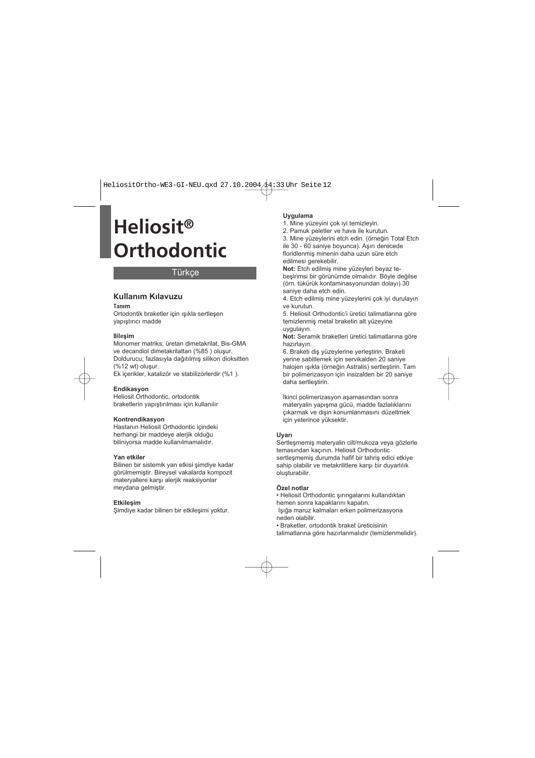# Heliosit® Orthodontic

Türkçe

## Kullanım Kılavuzu

**Tanım**

Ortodontik braketler için ışıkla sertleşen yapıştırıcı madde

**Bileşim**

Monomer matriks; üretan dimetakrilat, Bis-GMA ve decandiol dimetakrilattan (%85 ) oluşur. Doldurucu; fazlasıyla dağıtılmış silikon dioksitten (%12 wt) oluşur.
Ek içerikler, katalizör ve stabilizörlerdir (%1 ).

**Endikasyon**

Heliosit Orthodontic, ortodontik braketlerin yapıştırılması için kullanılır

**Kontrendikasyon**

Hastanın Heliosit Orthodontic içindeki herhangi bir maddeye alerjik olduğu biliniyorsa madde kullanılmamalıdır.

**Yan etkiler**

Bilinen bir sistemik yan etkisi şimdiye kadar görülmemiştir. Bireysel vakalarda kompozit materyallere karşı alerjik reaksiyonlar meydana gelmiştir.

**Etkileşim**

Şimdiye kadar bilinen bir etkileşimi yoktur.

**Uygulama**

1. Mine yüzeyini çok iyi temizleyin.
2. Pamuk peletler ve hava ile kurutun.
3. Mine yüzeylerini etch edin. (örneğin Total Etch ile 30 - 60 saniye boyunca). Aşırı derecede floridlenmiş minenin daha uzun süre etch edilmesi gerekebilir.

**Not:** Etch edilmiş mine yüzeyleri beyaz tebeşirimsi bir görünümde olmalıdır. Böyle değilse (örn. tükürük kontaminasyonundan dolayı) 30 saniye daha etch edin.

4. Etch edilmiş mine yüzeylerini çok iyi durulayın ve kurutun.
5. Heliosit Orthodontic'i üretici talimatlarına göre temizlenmiş metal braketin alt yüzeyine uygulayın.

**Not:** Seramik braketleri üretici talimatlarına göre hazırlayın.

6. Braketi diş yüzeylerine yerleştirin. Braketi yerine sabitlemek için servikalden 20 saniye halojen ışıkla (örneğin Astralis) sertleştirin. Tam bir polimerizasyon için insizalden bir 20 saniye daha sertleştirin.

İkinci polimerizasyon aşamasından sonra materyalin yapışma gücü, madde fazlalıklarını çıkarmak ve dişin konumlanmasını düzeltmek için yeterince yüksektir.

**Uyarı**

Sertleşmemiş materyalin cilt/mukoza veya gözlerle temasından kaçının. Heliosit Orthodontic sertleşmemiş durumda hafif bir tahriş edici etkiye sahip olabilir ve metakrilitlere karşı bir duyarlılık oluşturabilir.

**Özel notlar**

- Heliosit Orthodontic şırıngalarını kullandıktan hemen sonra kapaklarını kapatın.
 Işığa maruz kalmaları erken polimerizasyona neden olabilir.
- Braketler, ortodontik braket üreticisinin talimatlarına göre hazırlanmalıdır (temizlenmelidir).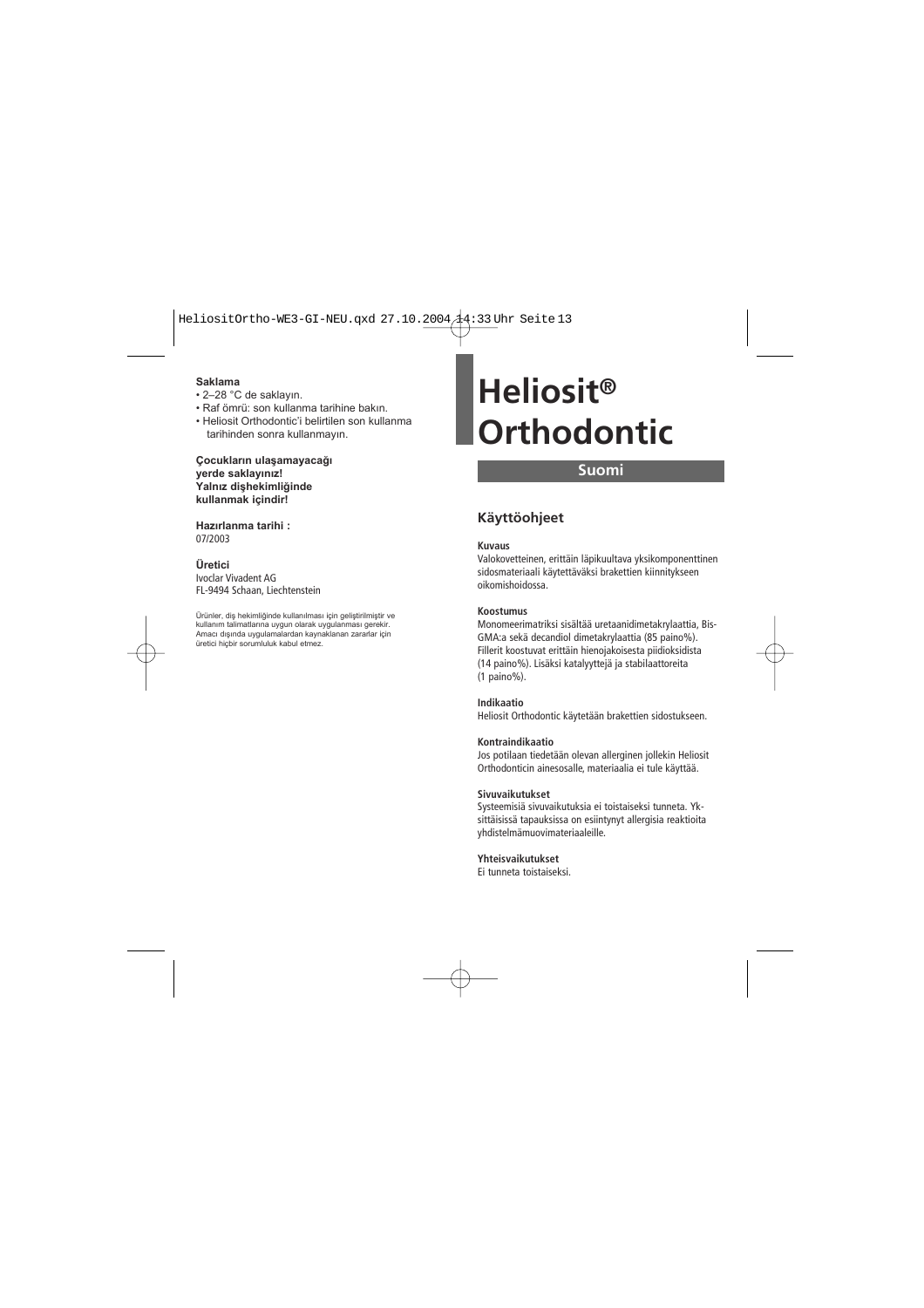**Saklama**

- 2–28 °C de saklayın.
- Raf ömrü: son kullanma tarihine bakın.
- Heliosit Orthodontic'i belirtilen son kullanma tarihinden sonra kullanmayın.

**Çocukların ulaşamayacağı yerde saklayınız!**
**Yalnız dişhekimliğinde kullanmak içindir!**

**Hazırlanma tarihi :**
07/2003

**Üretici**
Ivoclar Vivadent AG
FL-9494 Schaan, Liechtenstein

Ürünler, diş hekimliğinde kullanılması için geliştirilmiştir ve kullanım talimatlarına uygun olarak uygulanması gerekir. Amacı dışında uygulamalardan kaynaklanan zararlar için üretici hiçbir sorumluluk kabul etmez.

# Heliosit® Orthodontic

## Suomi

## Käyttöohjeet

**Kuvaus**
Valokovetteinen, erittäin läpikuultava yksikomponenttinen sidosmateriaali käytettäväksi brakettien kiinnitykseen oikomishoidossa.

**Koostumus**
Monomeerimatriksi sisältää uretaanidimetakrylaattia, Bis-GMA:a sekä decandiol dimetakrylaattia (85 paino%). Fillerit koostuvat erittäin hienojakoisesta piidioksidista (14 paino%). Lisäksi katalyyttejä ja stabilaattoreita (1 paino%).

**Indikaatio**
Heliosit Orthodontic käytetään brakettien sidostukseen.

**Kontraindikaatio**
Jos potilaan tiedetään olevan allerginen jollekin Heliosit Orthodonticin ainesosalle, materiaalia ei tule käyttää.

**Sivuvaikutukset**
Systeemisiä sivuvaikutuksia ei toistaiseksi tunneta. Yksittäisissä tapauksissa on esiintynyt allergisia reaktioita yhdistelmämuovimateriaaleille.

**Yhteisvaikutukset**
Ei tunneta toistaiseksi.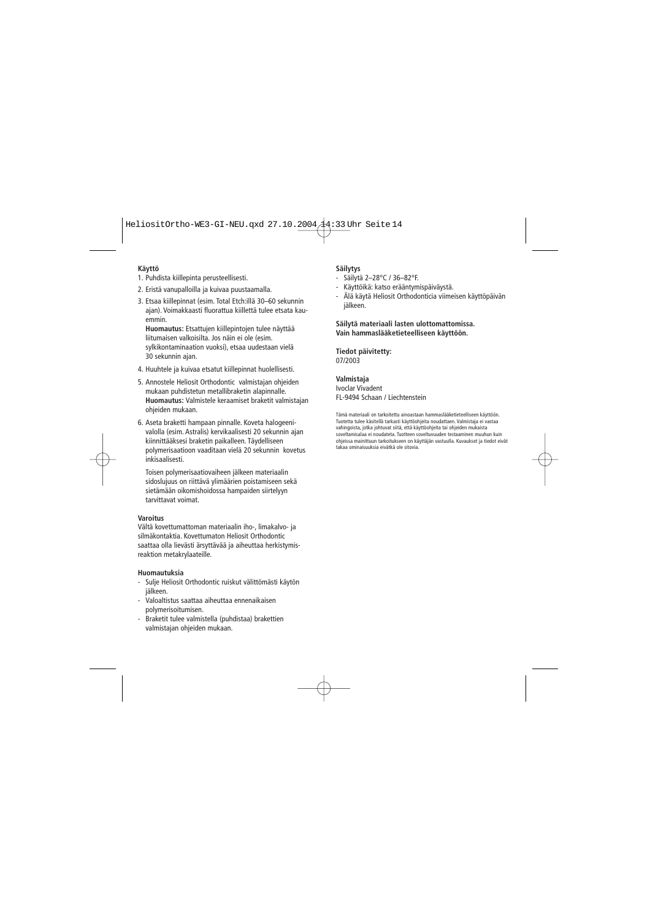**Käyttö**

1. Puhdista kiillepinta perusteellisesti.
2. Eristä vanupalloilla ja kuivaa puustaamalla.
3. Etsaa kiillepinnat (esim. Total Etch:illä 30–60 sekunnin ajan). Voimakkaasti fluorattua kiillettä tulee etsata kauemmin.
   **Huomautus:** Etsattujen kiillepintojen tulee näyttää liitumaisen valkoisilta. Jos näin ei ole (esim. sylkikontaminaation vuoksi), etsaa uudestaan vielä 30 sekunnin ajan.
4. Huuhtele ja kuivaa etsatut kiillepinnat huolellisesti.
5. Annostele Heliosit Orthodontic valmistajan ohjeiden mukaan puhdistetun metallibraketin alapinnalle.
   **Huomautus:** Valmistele keraamiset braketit valmistajan ohjeiden mukaan.
6. Aseta braketti hampaan pinnalle. Koveta halogeenivalolla (esim. Astralis) kervikaalisesti 20 sekunnin ajan kiinnittääksesi braketin paikalleen. Täydelliseen polymerisaatioon vaaditaan vielä 20 sekunnin kovetus inkisaalisesti.

   Toisen polymerisaatiovaiheen jälkeen materiaalin sidoslujuus on riittävä ylimäärien poistamiseen sekä sietämään oikomishoidossa hampaiden siirtelyyn tarvittavat voimat.

**Varoitus**

Vältä kovettumattoman materiaalin iho-, limakalvo- ja silmäkontaktia. Kovettumaton Heliosit Orthodontic saattaa olla lievästi ärsyttävää ja aiheuttaa herkistymisreaktion metakrylaateille.

**Huomautuksia**

- Sulje Heliosit Orthodontic ruiskut välittömästi käytön jälkeen.
- Valoaltistus saattaa aiheuttaa ennenaikaisen polymerisoitumisen.
- Braketit tulee valmistella (puhdistaa) brakettien valmistajan ohjeiden mukaan.

**Säilytys**

- Säilytä 2–28°C / 36–82°F.
- Käyttöikä: katso erääntymispäiväystä.
- Älä käytä Heliosit Orthodonticia viimeisen käyttöpäivän jälkeen.

**Säilytä materiaali lasten ulottomattomissa.**
**Vain hammaslääketieteelliseen käyttöön.**

**Tiedot päivitetty:**
07/2003

**Valmistaja**
Ivoclar Vivadent
FL-9494 Schaan / Liechtenstein

Tämä materiaali on tarkoitettu ainoastaan hammaslääketieteelliseen käyttöön. Tuotetta tulee käsitellä tarkasti käyttöohjeita noudattaen. Valmistaja ei vastaa vahingoista, jotka johtuvat siitä, että käyttöohjeita tai ohjeiden mukaista soveltamisalaa ei noudateta. Tuotteen soveltuvuuden testaaminen muuhun kuin ohjeissa mainittuun tarkoitukseen on käyttäjän vastuulla. Kuvaukset ja tiedot eivät takaa ominaisuuksia eivätkä ole sitovia.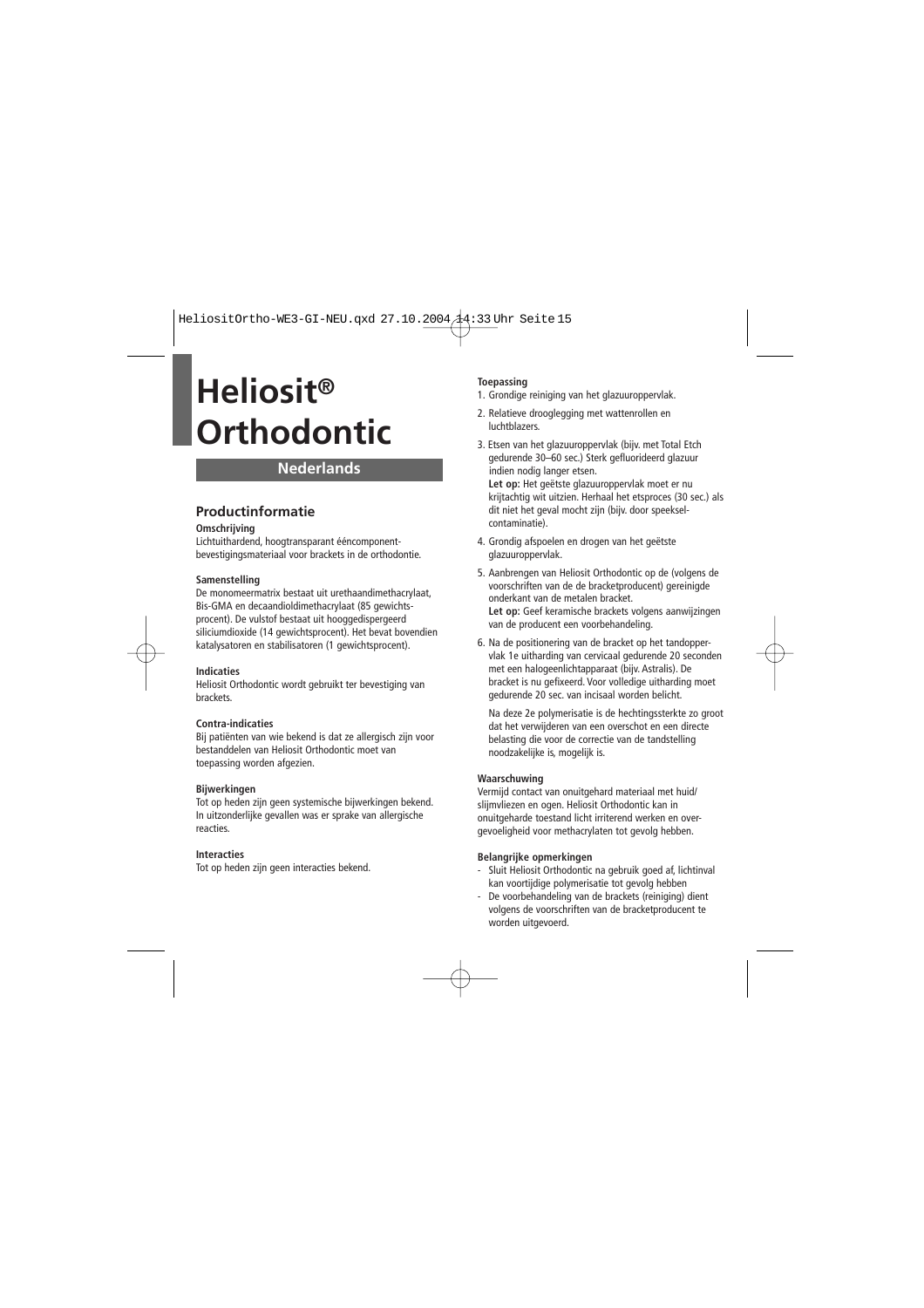# Heliosit® Orthodontic

## Nederlands

### Productinformatie

**Omschrijving**
Lichtuithardend, hoogtransparant ééncomponent-bevestigingsmateriaal voor brackets in de orthodontie.

**Samenstelling**
De monomeermatrix bestaat uit urethaandimethacrylaat, Bis-GMA en decaandioldimethacrylaat (85 gewichts-procent). De vulstof bestaat uit hooggedispergeerd siliciumdioxide (14 gewichtsprocent). Het bevat bovendien katalysatoren en stabilisatoren (1 gewichtsprocent).

**Indicaties**
Heliosit Orthodontic wordt gebruikt ter bevestiging van brackets.

**Contra-indicaties**
Bij patiënten van wie bekend is dat ze allergisch zijn voor bestanddelen van Heliosit Orthodontic moet van toepassing worden afgezien.

**Bijwerkingen**
Tot op heden zijn geen systemische bijwerkingen bekend. In uitzonderlijke gevallen was er sprake van allergische reacties.

**Interacties**
Tot op heden zijn geen interacties bekend.

**Toepassing**

1. Grondige reiniging van het glazuuroppervlak.
2. Relatieve drooglegging met wattenrollen en luchtblazers.
3. Etsen van het glazuuroppervlak (bijv. met Total Etch gedurende 30–60 sec.) Sterk gefluorideerd glazuur indien nodig langer etsen.
   **Let op:** Het geëtste glazuuroppervlak moet er nu krijtachtig wit uitzien. Herhaal het etsproces (30 sec.) als dit niet het geval mocht zijn (bijv. door speeksel-contaminatie).
4. Grondig afspoelen en drogen van het geëtste glazuuroppervlak.
5. Aanbrengen van Heliosit Orthodontic op de (volgens de voorschriften van de de bracketproducent) gereinigde onderkant van de metalen bracket.
   **Let op:** Geef keramische brackets volgens aanwijzingen van de producent een voorbehandeling.
6. Na de positionering van de bracket op het tandoppervlak 1e uitharding van cervicaal gedurende 20 seconden met een halogeenlichtapparaat (bijv. Astralis). De bracket is nu gefixeerd. Voor volledige uitharding moet gedurende 20 sec. van incisaal worden belicht.

   Na deze 2e polymerisatie is de hechtingssterkte zo groot dat het verwijderen van een overschot en een directe belasting die voor de correctie van de tandstelling noodzakelijke is, mogelijk is.

**Waarschuwing**
Vermijd contact van onuitgehard materiaal met huid/ slijmvliezen en ogen. Heliosit Orthodontic kan in onuitgeharde toestand licht irriterend werken en over-gevoeligheid voor methacrylaten tot gevolg hebben.

**Belangrijke opmerkingen**

- Sluit Heliosit Orthodontic na gebruik goed af, lichtinval kan voortijdige polymerisatie tot gevolg hebben
- De voorbehandeling van de brackets (reiniging) dient volgens de voorschriften van de bracketproducent te worden uitgevoerd.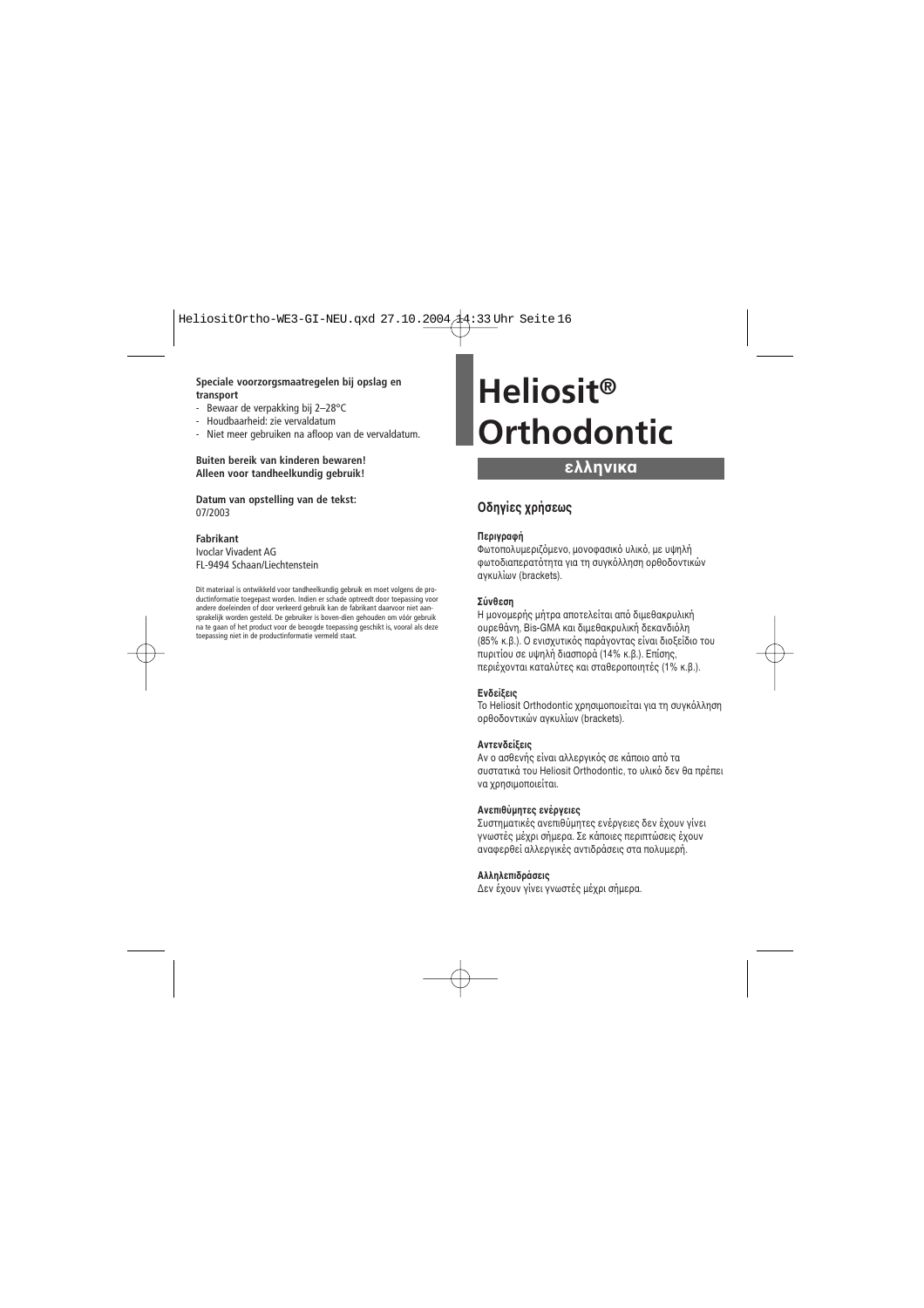**Speciale voorzorgsmaatregelen bij opslag en transport**

- Bewaar de verpakking bij 2–28°C
- Houdbaarheid: zie vervaldatum
- Niet meer gebruiken na afloop van de vervaldatum.

**Buiten bereik van kinderen bewaren!**
**Alleen voor tandheelkundig gebruik!**

**Datum van opstelling van de tekst:**
07/2003

**Fabrikant**
Ivoclar Vivadent AG
FL-9494 Schaan/Liechtenstein

Dit materiaal is ontwikkeld voor tandheelkundig gebruik en moet volgens de productinformatie toegepast worden. Indien er schade optreedt door toepassing voor andere doeleinden of door verkeerd gebruik kan de fabrikant daarvoor niet aansprakelijk worden gesteld. De gebruiker is boven-dien gehouden om vóór gebruik na te gaan of het product voor de beoogde toepassing geschikt is, vooral als deze toepassing niet in de productinformatie vermeld staat.

# Heliosit® Orthodontic

## ελληνικα

## Οδηγίες χρήσεως

**Περιγραφή**
Φωτοπολυμεριζόμενο, μονοφασικό υλικό, με υψηλή φωτοδιαπερατότητα για τη συγκόλληση ορθοδοντικών αγκυλίων (brackets).

**Σύνθεση**
Η μονομερής μήτρα αποτελείται από διμεθακρυλική ουρεθάνη, Bis-GMA και διμεθακρυλική δεκανδιόλη (85% κ.β.). Ο ενισχυτικός παράγοντας είναι διοξείδιο του πυριτίου σε υψηλή διασπορά (14% κ.β.). Επίσης, περιέχονται καταλύτες και σταθεροποιητές (1% κ.β.).

**Ενδείξεις**
Το Heliosit Orthodontic χρησιμοποιείται για τη συγκόλληση ορθοδοντικών αγκυλίων (brackets).

**Αντενδείξεις**
Αν ο ασθενής είναι αλλεργικός σε κάποιο από τα συστατικά του Heliosit Orthodontic, το υλικό δεν θα πρέπει να χρησιμοποιείται.

**Ανεπιθύμητες ενέργειες**
Συστηματικές ανεπιθύμητες ενέργειες δεν έχουν γίνει γνωστές μέχρι σήμερα. Σε κάποιες περιπτώσεις έχουν αναφερθεί αλλεργικές αντιδράσεις στα πολυμερή.

**Αλληλεπιδράσεις**
Δεν έχουν γίνει γνωστές μέχρι σήμερα.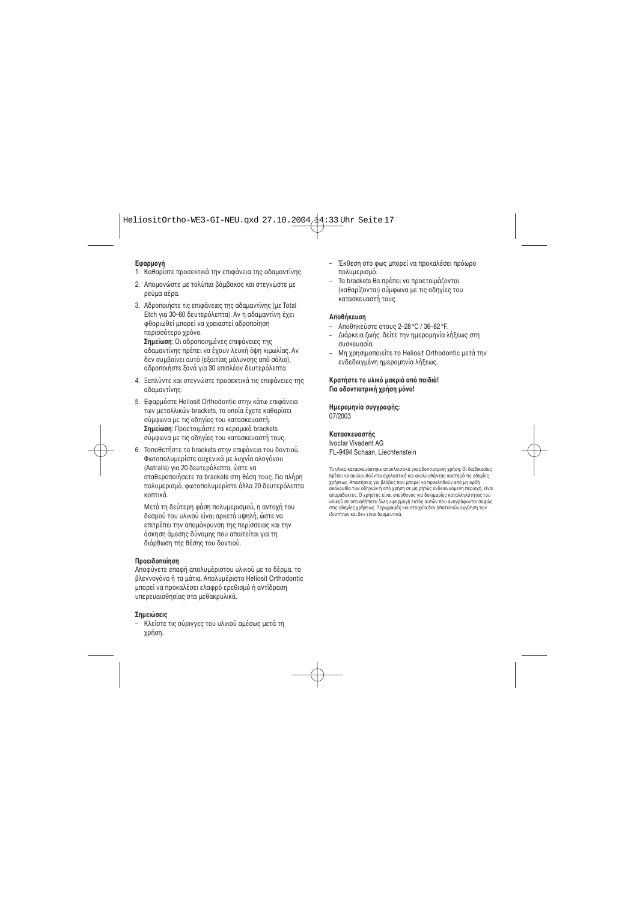**Εφαρμογή**

1. Καθαρίστε προσεκτικά την επιφάνεια της αδαμαντίνης.
2. Απομονώστε με τολύπια βάμβακος και στεγνώστε με ρεύμα αέρα.
3. Αδροποιήστε τις επιφάνειες της αδαμαντίνης (με Total Etch για 30–60 δευτερόλεπτα). Αν η αδαμαντίνη έχει φθοριωθεί μπορεί να χρειαστεί αδροποίηση περισσότερο χρόνο.
   **Σημείωση**: Οι αδροποιημένες επιφάνειες της αδαμαντίνης πρέπει να έχουν λευκή όψη κιμωλίας. Αν δεν συμβαίνει αυτό (εξαιτίας μόλυνσης από σάλιο), αδροποιήστε ξανά για 30 επιπλέον δευτερόλεπτα.
4. Ξεπλύντε και στεγνώστε προσεκτικά τις επιφάνειες της αδαμαντίνης.
5. Εφαρμόστε Heliosit Orthodontic στην κάτω επιφάνεια των μεταλλικών brackets, τα οποία έχετε καθαρίσει σύμφωνα με τις οδηγίες του κατασκευαστή.
   **Σημείωση**: Προετοιμάστε τα κεραμικά brackets σύμφωνα με τις οδηγίες του κατασκευαστή τους.
6. Τοποθετήστε τα brackets στην επιφάνεια του δοντιού. Φωτοπολυμερίστε αυχενικά με λυχνία αλογόνου (Astralis) για 20 δευτερόλεπτα, ώστε να σταθεροποιήσετε τα brackets στη θέση τους. Για πλήρη πολυμερισμό, φωτοπολυμερίστε άλλα 20 δευτερόλεπτα κοπτικά.

   Μετά τη δεύτερη φάση πολυμερισμού, η αντοχή του δεσμού του υλικού είναι αρκετά υψηλή, ώστε να επιτρέπει την απομάκρυνση της περίσσειας και την άσκηση άμεσης δύναμης που απαιτείται για τη διόρθωση της θέσης του δοντιού.

**Προειδοποίηση**

Αποφύγετε επαφή απολυμέριστου υλικού με το δέρμα, το βλεννογόνο ή τα μάτια. Απολυμέριστο Heliosit Orthodontic μπορεί να προκαλέσει ελαφρό ερεθισμό ή αντίδραση υπερευαισθησίας στα μεθακρυλικά.

**Σημειώσεις**

- Κλείστε τις σύριγγες του υλικού αμέσως μετά τη χρήση.
- Έκθεση στο φως μπορεί να προκαλέσει πρόωρο πολυμερισμό.
- Τα brackets θα πρέπει να προετοιμάζονται (καθαρίζονται) σύμφωνα με τις οδηγίες του κατασκευαστή τους.

**Αποθήκευση**

- Αποθηκεύστε στους 2–28 °C / 36–82 °F.
- Διάρκεια ζωής: δείτε την ημερομηνία λήξεως στη συσκευασία.
- Μη χρησιμοποιείτε το Heliosit Orthodontic μετά την ενδεδειγμένη ημερομηνία λήξεως.

**Κρατήστε το υλικό μακριά από παιδιά!**
**Για οδοντιατρική χρήση μόνο!**

**Ημερομηνία συγγραφής:**
07/2003

**Κατασκευαστής**
Ivoclar Vivadent AG
FL-9494 Schaan, Liechtenstein

Το υλικό κατασκευάστηκε αποκλειστικά για οδοντιατρική χρήση. Οι διαδικασίες πρέπει να ακολουθούνται σχολαστικά και ακολουθώντας αυστηρά τις οδηγίες χρήσεως. Απαιτήσεις για βλάβες που μπορεί να προκληθούν από μη ορθή ακολουθία των οδηγιών ή από χρήση σε μη ρητώς ενδεικνυόμενη περιοχή, είναι απαράδεκτες. Ο χρήστης είναι υπεύθυνος για δοκιμασίες καταλληλότητας του υλικού σε οποιαδήποτε άλλη εφαρμογή εκτός αυτών που αναγράφονται σαφώς στις οδηγίες χρήσεως. Περιγραφές και στοιχεία δεν αποτελούν εγγύηση των ιδιοτήτων και δεν είναι δεσμευτικά.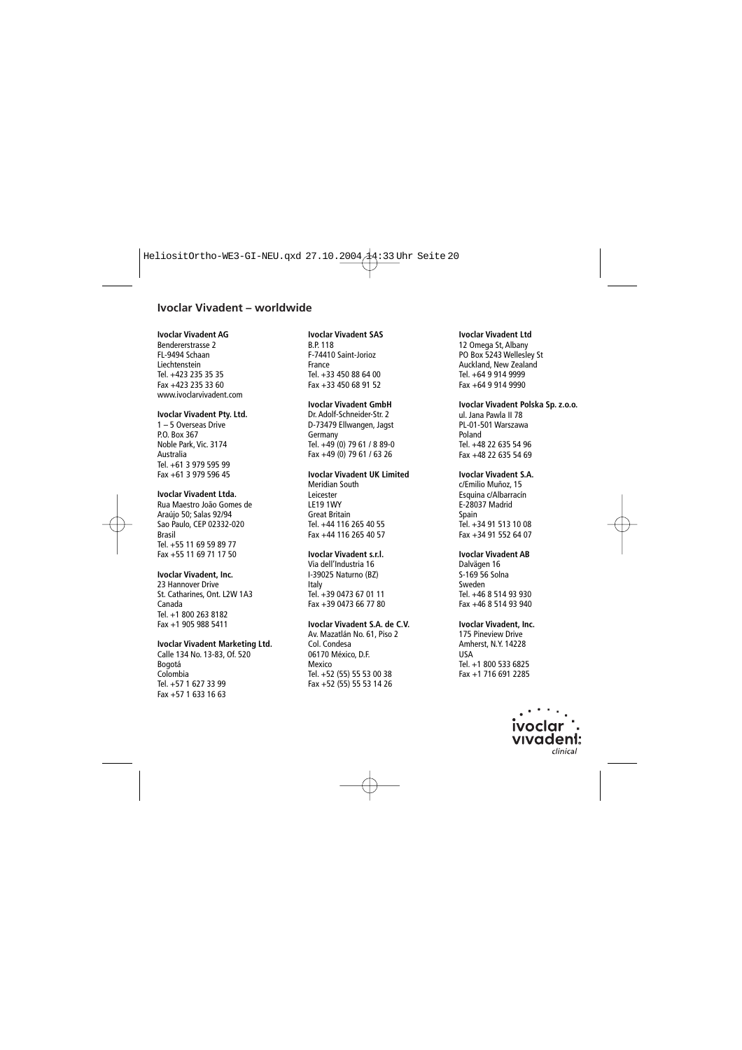## Ivoclar Vivadent – worldwide

**Ivoclar Vivadent AG**
Bendererstrasse 2
FL-9494 Schaan
Liechtenstein
Tel. +423 235 35 35
Fax +423 235 33 60
www.ivoclarvivadent.com

**Ivoclar Vivadent Pty. Ltd.**
1 – 5 Overseas Drive
P.O. Box 367
Noble Park, Vic. 3174
Australia
Tel. +61 3 979 595 99
Fax +61 3 979 596 45

**Ivoclar Vivadent Ltda.**
Rua Maestro João Gomes de
Araújo 50; Salas 92/94
Sao Paulo, CEP 02332-020
Brasil
Tel. +55 11 69 59 89 77
Fax +55 11 69 71 17 50

**Ivoclar Vivadent, Inc.**
23 Hannover Drive
St. Catharines, Ont. L2W 1A3
Canada
Tel. +1 800 263 8182
Fax +1 905 988 5411

**Ivoclar Vivadent Marketing Ltd.**
Calle 134 No. 13-83, Of. 520
Bogotá
Colombia
Tel. +57 1 627 33 99
Fax +57 1 633 16 63

**Ivoclar Vivadent SAS**
B.P. 118
F-74410 Saint-Jorioz
France
Tel. +33 450 88 64 00
Fax +33 450 68 91 52

**Ivoclar Vivadent GmbH**
Dr. Adolf-Schneider-Str. 2
D-73479 Ellwangen, Jagst
Germany
Tel. +49 (0) 79 61 / 8 89-0
Fax +49 (0) 79 61 / 63 26

**Ivoclar Vivadent UK Limited**
Meridian South
Leicester
LE19 1WY
Great Britain
Tel. +44 116 265 40 55
Fax +44 116 265 40 57

**Ivoclar Vivadent s.r.l.**
Via dell'Industria 16
I-39025 Naturno (BZ)
Italy
Tel. +39 0473 67 01 11
Fax +39 0473 66 77 80

**Ivoclar Vivadent S.A. de C.V.**
Av. Mazatlán No. 61, Piso 2
Col. Condesa
06170 México, D.F.
Mexico
Tel. +52 (55) 55 53 00 38
Fax +52 (55) 55 53 14 26

**Ivoclar Vivadent Ltd**
12 Omega St, Albany
PO Box 5243 Wellesley St
Auckland, New Zealand
Tel. +64 9 914 9999
Fax +64 9 914 9990

**Ivoclar Vivadent Polska Sp. z.o.o.**
ul. Jana Pawla II 78
PL-01-501 Warszawa
Poland
Tel. +48 22 635 54 96
Fax +48 22 635 54 69

**Ivoclar Vivadent S.A.**
c/Emilio Muñoz, 15
Esquina c/Albarracín
E-28037 Madrid
Spain
Tel. +34 91 513 10 08
Fax +34 91 552 64 07

**Ivoclar Vivadent AB**
Dalvägen 16
S-169 56 Solna
Sweden
Tel. +46 8 514 93 930
Fax +46 8 514 93 940

**Ivoclar Vivadent, Inc.**
175 Pineview Drive
Amherst, N.Y. 14228
USA
Tel. +1 800 533 6825
Fax +1 716 691 2285

ivoclar vivadent: *clinical*